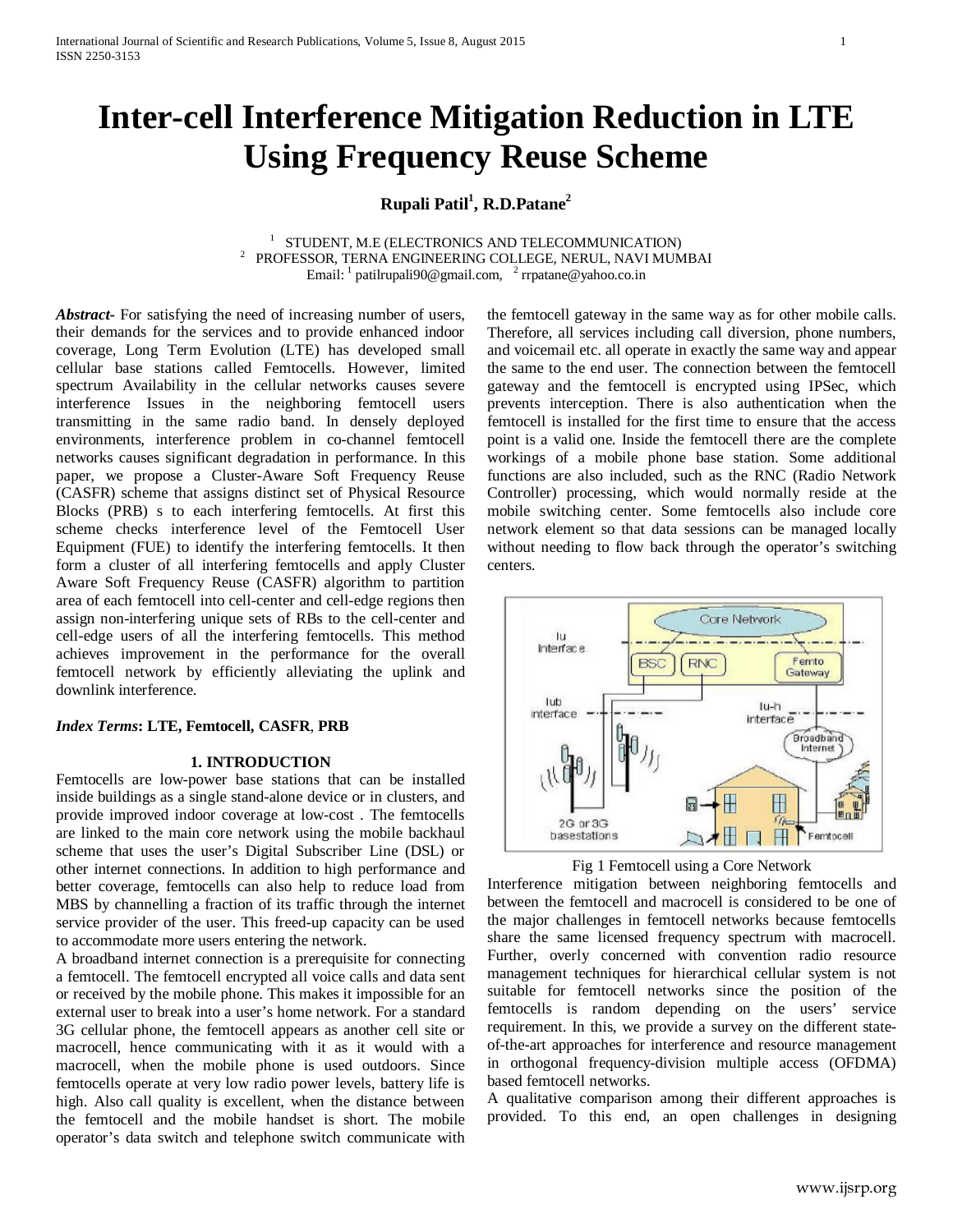# Inter-cell Interference Mitigation Reduction in LTE Using Frequency Reuse Scheme

**Rupali Patil[1], R.D.Patane[2]**

[1] STUDENT, M.E (ELECTRONICS AND TELECOMMUNICATION)
[2] PROFESSOR, TERNA ENGINEERING COLLEGE, NERUL, NAVI MUMBAI
Email: [1] patilrupali90@gmail.com, [2] rrpatane@yahoo.co.in

***Abstract***- For satisfying the need of increasing number of users, their demands for the services and to provide enhanced indoor coverage, Long Term Evolution (LTE) has developed small cellular base stations called Femtocells. However, limited spectrum Availability in the cellular networks causes severe interference Issues in the neighboring femtocell users transmitting in the same radio band. In densely deployed environments, interference problem in co-channel femtocell networks causes significant degradation in performance. In this paper, we propose a Cluster-Aware Soft Frequency Reuse (CASFR) scheme that assigns distinct set of Physical Resource Blocks (PRB) s to each interfering femtocells. At first this scheme checks interference level of the Femtocell User Equipment (FUE) to identify the interfering femtocells. It then form a cluster of all interfering femtocells and apply Cluster Aware Soft Frequency Reuse (CASFR) algorithm to partition area of each femtocell into cell-center and cell-edge regions then assign non-interfering unique sets of RBs to the cell-center and cell-edge users of all the interfering femtocells. This method achieves improvement in the performance for the overall femtocell network by efficiently alleviating the uplink and downlink interference.

***Index Terms*****: LTE, Femtocell, CASFR**, **PRB**

## 1. INTRODUCTION

Femtocells are low-power base stations that can be installed inside buildings as a single stand-alone device or in clusters, and provide improved indoor coverage at low-cost . The femtocells are linked to the main core network using the mobile backhaul scheme that uses the user's Digital Subscriber Line (DSL) or other internet connections. In addition to high performance and better coverage, femtocells can also help to reduce load from MBS by channelling a fraction of its traffic through the internet service provider of the user. This freed-up capacity can be used to accommodate more users entering the network.

A broadband internet connection is a prerequisite for connecting a femtocell. The femtocell encrypted all voice calls and data sent or received by the mobile phone. This makes it impossible for an external user to break into a user's home network. For a standard 3G cellular phone, the femtocell appears as another cell site or macrocell, hence communicating with it as it would with a macrocell, when the mobile phone is used outdoors. Since femtocells operate at very low radio power levels, battery life is high. Also call quality is excellent, when the distance between the femtocell and the mobile handset is short. The mobile operator's data switch and telephone switch communicate with the femtocell gateway in the same way as for other mobile calls. Therefore, all services including call diversion, phone numbers, and voicemail etc. all operate in exactly the same way and appear the same to the end user. The connection between the femtocell gateway and the femtocell is encrypted using IPSec, which prevents interception. There is also authentication when the femtocell is installed for the first time to ensure that the access point is a valid one. Inside the femtocell there are the complete workings of a mobile phone base station. Some additional functions are also included, such as the RNC (Radio Network Controller) processing, which would normally reside at the mobile switching center. Some femtocells also include core network element so that data sessions can be managed locally without needing to flow back through the operator's switching centers.

Fig 1 Femtocell using a Core Network

Interference mitigation between neighboring femtocells and between the femtocell and macrocell is considered to be one of the major challenges in femtocell networks because femtocells share the same licensed frequency spectrum with macrocell. Further, overly concerned with convention radio resource management techniques for hierarchical cellular system is not suitable for femtocell networks since the position of the femtocells is random depending on the users' service requirement. In this, we provide a survey on the different state-of-the-art approaches for interference and resource management in orthogonal frequency-division multiple access (OFDMA) based femtocell networks.

A qualitative comparison among their different approaches is provided. To this end, an open challenges in designing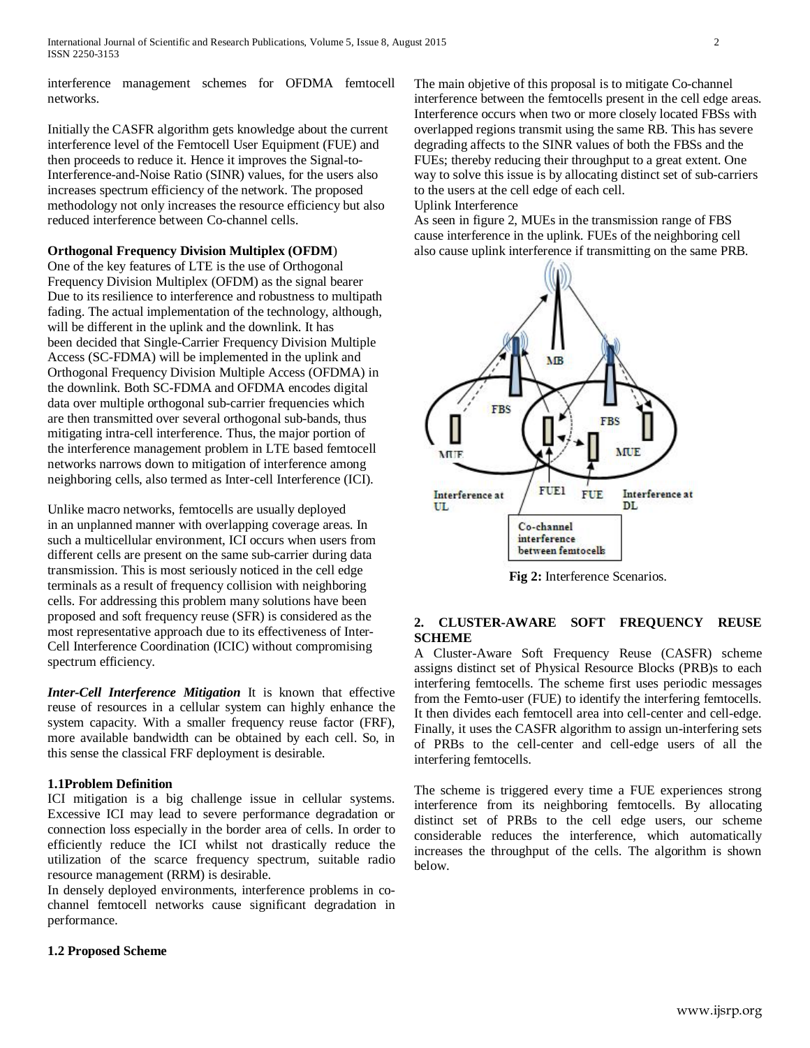interference management schemes for OFDMA femtocell networks.

Initially the CASFR algorithm gets knowledge about the current interference level of the Femtocell User Equipment (FUE) and then proceeds to reduce it. Hence it improves the Signal-to-Interference-and-Noise Ratio (SINR) values, for the users also increases spectrum efficiency of the network. The proposed methodology not only increases the resource efficiency but also reduced interference between Co-channel cells.

**Orthogonal Frequency Division Multiplex (OFDM)**

One of the key features of LTE is the use of Orthogonal Frequency Division Multiplex (OFDM) as the signal bearer Due to its resilience to interference and robustness to multipath fading. The actual implementation of the technology, although, will be different in the uplink and the downlink. It has been decided that Single-Carrier Frequency Division Multiple Access (SC-FDMA) will be implemented in the uplink and Orthogonal Frequency Division Multiple Access (OFDMA) in the downlink. Both SC-FDMA and OFDMA encodes digital data over multiple orthogonal sub-carrier frequencies which are then transmitted over several orthogonal sub-bands, thus mitigating intra-cell interference. Thus, the major portion of the interference management problem in LTE based femtocell networks narrows down to mitigation of interference among neighboring cells, also termed as Inter-cell Interference (ICI).

Unlike macro networks, femtocells are usually deployed in an unplanned manner with overlapping coverage areas. In such a multicellular environment, ICI occurs when users from different cells are present on the same sub-carrier during data transmission. This is most seriously noticed in the cell edge terminals as a result of frequency collision with neighboring cells. For addressing this problem many solutions have been proposed and soft frequency reuse (SFR) is considered as the most representative approach due to its effectiveness of Inter-Cell Interference Coordination (ICIC) without compromising spectrum efficiency.

***Inter-Cell Interference Mitigation*** It is known that effective reuse of resources in a cellular system can highly enhance the system capacity. With a smaller frequency reuse factor (FRF), more available bandwidth can be obtained by each cell. So, in this sense the classical FRF deployment is desirable.

### 1.1Problem Definition

ICI mitigation is a big challenge issue in cellular systems. Excessive ICI may lead to severe performance degradation or connection loss especially in the border area of cells. In order to efficiently reduce the ICI whilst not drastically reduce the utilization of the scarce frequency spectrum, suitable radio resource management (RRM) is desirable.

In densely deployed environments, interference problems in co-channel femtocell networks cause significant degradation in performance.

### 1.2 Proposed Scheme

The main objetive of this proposal is to mitigate Co-channel interference between the femtocells present in the cell edge areas. Interference occurs when two or more closely located FBSs with overlapped regions transmit using the same RB. This has severe degrading affects to the SINR values of both the FBSs and the FUEs; thereby reducing their throughput to a great extent. One way to solve this issue is by allocating distinct set of sub-carriers to the users at the cell edge of each cell.

Uplink Interference

As seen in figure 2, MUEs in the transmission range of FBS cause interference in the uplink. FUEs of the neighboring cell also cause uplink interference if transmitting on the same PRB.

**Fig 2:** Interference Scenarios.

## 2. CLUSTER-AWARE SOFT FREQUENCY REUSE SCHEME

A Cluster-Aware Soft Frequency Reuse (CASFR) scheme assigns distinct set of Physical Resource Blocks (PRB)s to each interfering femtocells. The scheme first uses periodic messages from the Femto-user (FUE) to identify the interfering femtocells. It then divides each femtocell area into cell-center and cell-edge. Finally, it uses the CASFR algorithm to assign un-interfering sets of PRBs to the cell-center and cell-edge users of all the interfering femtocells.

The scheme is triggered every time a FUE experiences strong interference from its neighboring femtocells. By allocating distinct set of PRBs to the cell edge users, our scheme considerable reduces the interference, which automatically increases the throughput of the cells. The algorithm is shown below.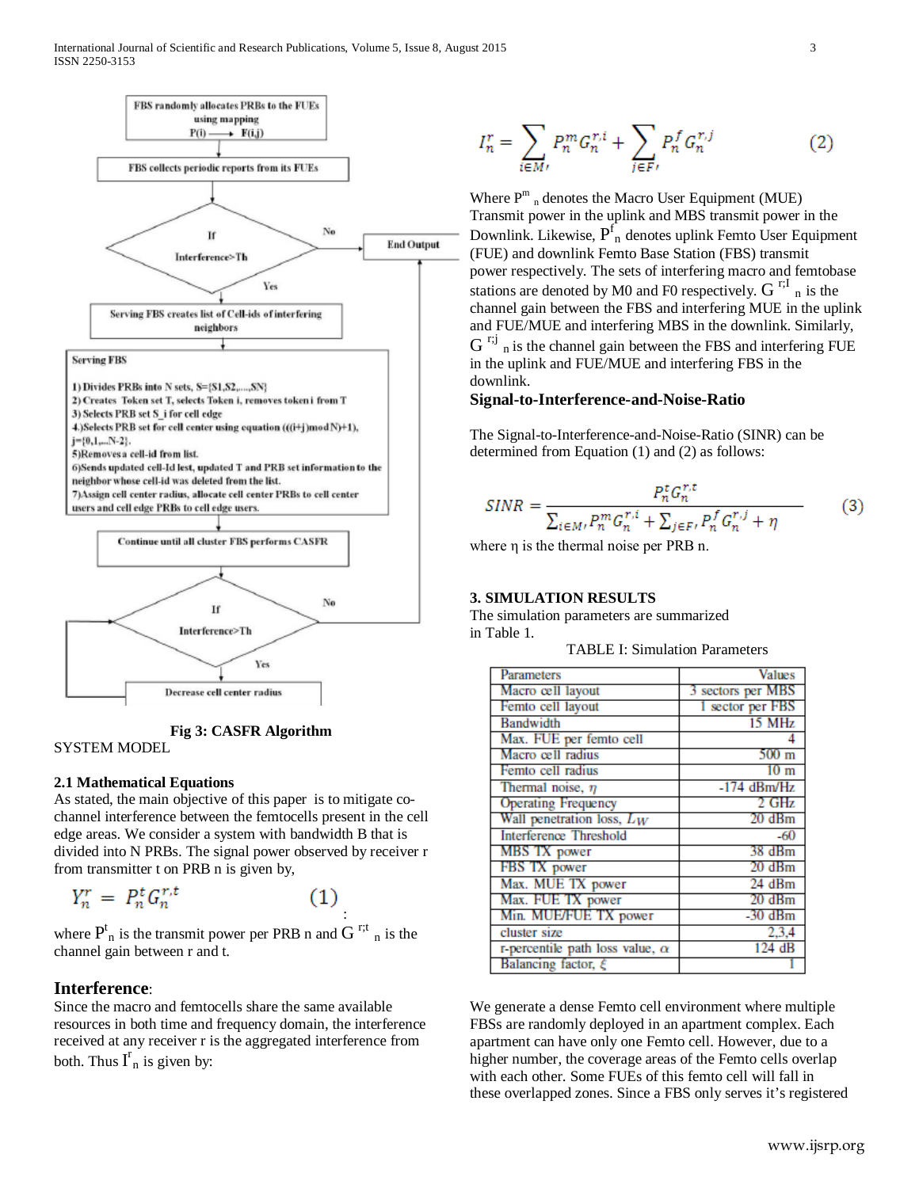FBS randomly allocates PRBs to the FUEs using mapping P(i) ⟶ F(i,j)

FBS collects periodic reports from its FUEs

If Interference>Th — No → End Output; Yes ↓

Serving FBS creates list of Cell-ids of interfering neighbors

Serving FBS

1) Divides PRBs into N sets, S={S1,S2,....,SN}
2) Creates Token set T, selects Token i, removes token i from T
3) Selects PRB set S_i for cell edge
4) Selects PRB set for cell center using equation (((i+j)mod N)+1), j={0,1,...N-2}.
5) Removes a cell-id from list.
6) Sends updated cell-Id lest, updated T and PRB set information to the neighbor whose cell-id was deleted from the list.
7) Assign cell center radius, allocate cell center PRBs to cell center users and cell edge PRBs to cell edge users.

Continue until all cluster FBS performs CASFR

If Interference>Th — No → End Output; Yes ↓

Decrease cell center radius

**Fig 3: CASFR Algorithm**

SYSTEM MODEL

### 2.1 Mathematical Equations

As stated, the main objective of this paper is to mitigate co-channel interference between the femtocells present in the cell edge areas. We consider a system with bandwidth B that is divided into N PRBs. The signal power observed by receiver r from transmitter t on PRB n is given by,

$$Y_n^r = P_n^t G_n^{r,t} \qquad (1)$$

where $P_n^t$ is the transmit power per PRB n and $G_n^{r;t}$ is the channel gain between r and t.

## Interference:

Since the macro and femtocells share the same available resources in both time and frequency domain, the interference received at any receiver r is the aggregated interference from both. Thus $I_n^r$ is given by:

$$I_n^r = \sum_{i \in M'} P_n^m G_n^{r,i} + \sum_{j \in F'} P_n^f G_n^{r,j} \qquad (2)$$

Where $P_n^m$ denotes the Macro User Equipment (MUE) Transmit power in the uplink and MBS transmit power in the Downlink. Likewise, $P_n^f$ denotes uplink Femto User Equipment (FUE) and downlink Femto Base Station (FBS) transmit power respectively. The sets of interfering macro and femtobase stations are denoted by M0 and F0 respectively. $G_n^{r;I}$ is the channel gain between the FBS and interfering MUE in the uplink and FUE/MUE and interfering MBS in the downlink. Similarly, $G_n^{r;j}$ is the channel gain between the FBS and interfering FUE in the uplink and FUE/MUE and interfering FBS in the downlink.

**Signal-to-Interference-and-Noise-Ratio**

The Signal-to-Interference-and-Noise-Ratio (SINR) can be determined from Equation (1) and (2) as follows:

$$SINR = \frac{P_n^t G_n^{r,t}}{\sum_{i \in M'} P_n^m G_n^{r,i} + \sum_{j \in F'} P_n^f G_n^{r,j} + \eta} \qquad (3)$$

where η is the thermal noise per PRB n.

### 3. SIMULATION RESULTS

The simulation parameters are summarized in Table 1.

TABLE I: Simulation Parameters

| Parameters | Values |
|---|---|
| Macro cell layout | 3 sectors per MBS |
| Femto cell layout | 1 sector per FBS |
| Bandwidth | 15 MHz |
| Max. FUE per femto cell | 4 |
| Macro cell radius | 500 m |
| Femto cell radius | 10 m |
| Thermal noise, $\eta$ | -174 dBm/Hz |
| Operating Frequency | 2 GHz |
| Wall penetration loss, $L_W$ | 20 dBm |
| Interference Threshold | -60 |
| MBS TX power | 38 dBm |
| FBS TX power | 20 dBm |
| Max. MUE TX power | 24 dBm |
| Max. FUE TX power | 20 dBm |
| Min. MUE/FUE TX power | -30 dBm |
| cluster size | 2,3,4 |
| r-percentile path loss value, $\alpha$ | 124 dB |
| Balancing factor, $\xi$ | 1 |

We generate a dense Femto cell environment where multiple FBSs are randomly deployed in an apartment complex. Each apartment can have only one Femto cell. However, due to a higher number, the coverage areas of the Femto cells overlap with each other. Some FUEs of this femto cell will fall in these overlapped zones. Since a FBS only serves it's registered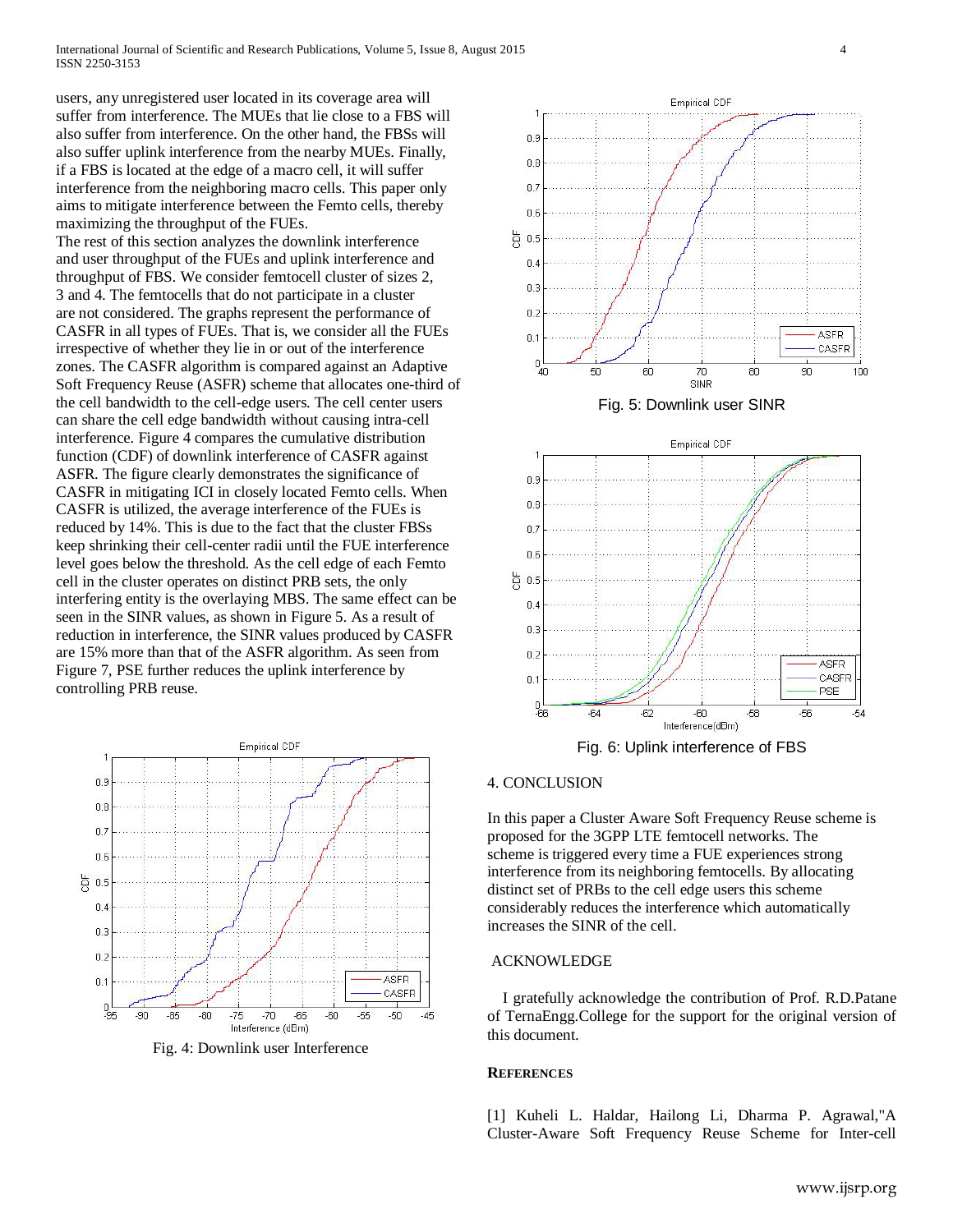users, any unregistered user located in its coverage area will suffer from interference. The MUEs that lie close to a FBS will also suffer from interference. On the other hand, the FBSs will also suffer uplink interference from the nearby MUEs. Finally, if a FBS is located at the edge of a macro cell, it will suffer interference from the neighboring macro cells. This paper only aims to mitigate interference between the Femto cells, thereby maximizing the throughput of the FUEs.

The rest of this section analyzes the downlink interference and user throughput of the FUEs and uplink interference and throughput of FBS. We consider femtocell cluster of sizes 2, 3 and 4. The femtocells that do not participate in a cluster are not considered. The graphs represent the performance of CASFR in all types of FUEs. That is, we consider all the FUEs irrespective of whether they lie in or out of the interference zones. The CASFR algorithm is compared against an Adaptive Soft Frequency Reuse (ASFR) scheme that allocates one-third of the cell bandwidth to the cell-edge users. The cell center users can share the cell edge bandwidth without causing intra-cell interference. Figure 4 compares the cumulative distribution function (CDF) of downlink interference of CASFR against ASFR. The figure clearly demonstrates the significance of CASFR in mitigating ICI in closely located Femto cells. When CASFR is utilized, the average interference of the FUEs is reduced by 14%. This is due to the fact that the cluster FBSs keep shrinking their cell-center radii until the FUE interference level goes below the threshold. As the cell edge of each Femto cell in the cluster operates on distinct PRB sets, the only interfering entity is the overlaying MBS. The same effect can be seen in the SINR values, as shown in Figure 5. As a result of reduction in interference, the SINR values produced by CASFR are 15% more than that of the ASFR algorithm. As seen from Figure 7, PSE further reduces the uplink interference by controlling PRB reuse.

Fig. 4: Downlink user Interference

Fig. 5: Downlink user SINR

Fig. 6: Uplink interference of FBS

## 4. CONCLUSION

In this paper a Cluster Aware Soft Frequency Reuse scheme is proposed for the 3GPP LTE femtocell networks. The scheme is triggered every time a FUE experiences strong interference from its neighboring femtocells. By allocating distinct set of PRBs to the cell edge users this scheme considerably reduces the interference which automatically increases the SINR of the cell.

## ACKNOWLEDGE

I gratefully acknowledge the contribution of Prof. R.D.Patane of TernaEngg.College for the support for the original version of this document.

## REFERENCES

[1] Kuheli L. Haldar, Hailong Li, Dharma P. Agrawal,"A Cluster-Aware Soft Frequency Reuse Scheme for Inter-cell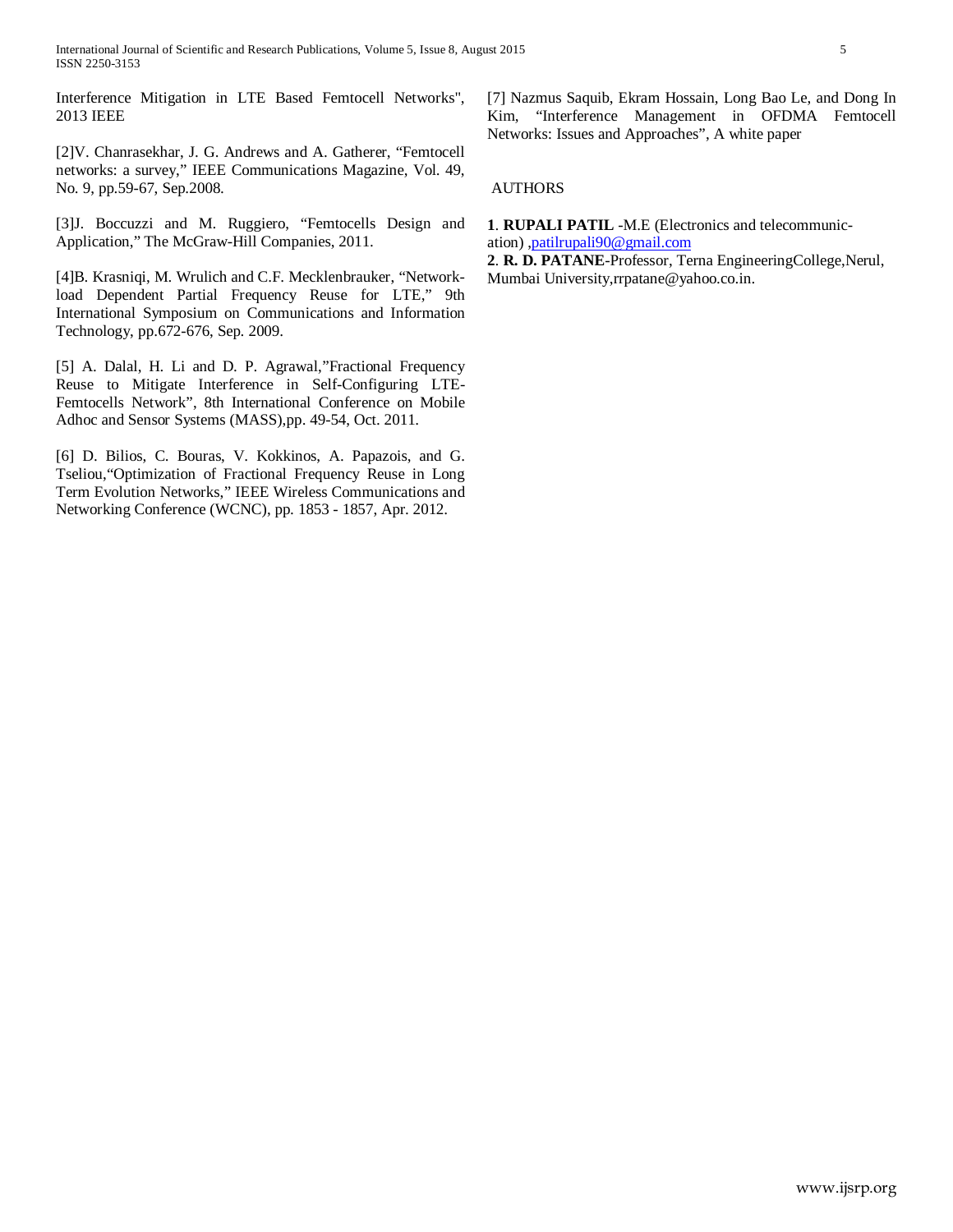Interference Mitigation in LTE Based Femtocell Networks", 2013 IEEE

[2]V. Chanrasekhar, J. G. Andrews and A. Gatherer, "Femtocell networks: a survey," IEEE Communications Magazine, Vol. 49, No. 9, pp.59-67, Sep.2008.

[3]J. Boccuzzi and M. Ruggiero, "Femtocells Design and Application," The McGraw-Hill Companies, 2011.

[4]B. Krasniqi, M. Wrulich and C.F. Mecklenbrauker, "Network-load Dependent Partial Frequency Reuse for LTE," 9th International Symposium on Communications and Information Technology, pp.672-676, Sep. 2009.

[5] A. Dalal, H. Li and D. P. Agrawal,"Fractional Frequency Reuse to Mitigate Interference in Self-Configuring LTE-Femtocells Network", 8th International Conference on Mobile Adhoc and Sensor Systems (MASS),pp. 49-54, Oct. 2011.

[6] D. Bilios, C. Bouras, V. Kokkinos, A. Papazois, and G. Tseliou,"Optimization of Fractional Frequency Reuse in Long Term Evolution Networks," IEEE Wireless Communications and Networking Conference (WCNC), pp. 1853 - 1857, Apr. 2012.

[7] Nazmus Saquib, Ekram Hossain, Long Bao Le, and Dong In Kim, "Interference Management in OFDMA Femtocell Networks: Issues and Approaches", A white paper

AUTHORS

**1**. **RUPALI PATIL** -M.E (Electronics and telecommunication) ,patilrupali90@gmail.com
**2**. **R. D. PATANE**-Professor, Terna EngineeringCollege,Nerul, Mumbai University,rrpatane@yahoo.co.in.